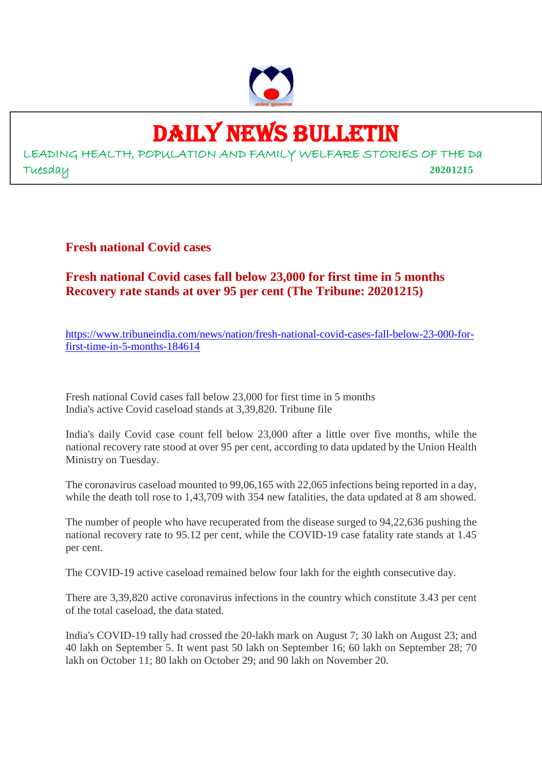# DAILY NEWS BULLETIN

LEADING HEALTH, POPULATION AND FAMILY WELFARE STORIES OF THE Da

Tuesday **20201215**

## Fresh national Covid cases

## Fresh national Covid cases fall below 23,000 for first time in 5 months Recovery rate stands at over 95 per cent (The Tribune: 20201215)

https://www.tribuneindia.com/news/nation/fresh-national-covid-cases-fall-below-23-000-for-first-time-in-5-months-184614

Fresh national Covid cases fall below 23,000 for first time in 5 months
India's active Covid caseload stands at 3,39,820. Tribune file

India's daily Covid case count fell below 23,000 after a little over five months, while the national recovery rate stood at over 95 per cent, according to data updated by the Union Health Ministry on Tuesday.

The coronavirus caseload mounted to 99,06,165 with 22,065 infections being reported in a day, while the death toll rose to 1,43,709 with 354 new fatalities, the data updated at 8 am showed.

The number of people who have recuperated from the disease surged to 94,22,636 pushing the national recovery rate to 95.12 per cent, while the COVID-19 case fatality rate stands at 1.45 per cent.

The COVID-19 active caseload remained below four lakh for the eighth consecutive day.

There are 3,39,820 active coronavirus infections in the country which constitute 3.43 per cent of the total caseload, the data stated.

India's COVID-19 tally had crossed the 20-lakh mark on August 7; 30 lakh on August 23; and 40 lakh on September 5. It went past 50 lakh on September 16; 60 lakh on September 28; 70 lakh on October 11; 80 lakh on October 29; and 90 lakh on November 20.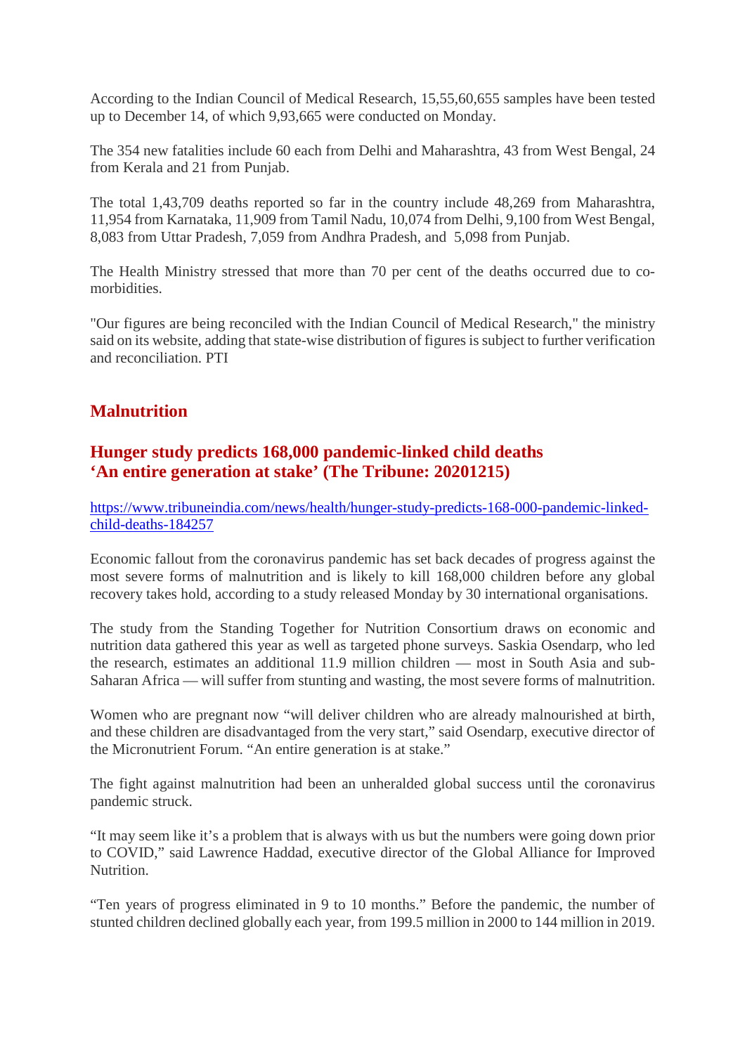According to the Indian Council of Medical Research, 15,55,60,655 samples have been tested up to December 14, of which 9,93,665 were conducted on Monday.

The 354 new fatalities include 60 each from Delhi and Maharashtra, 43 from West Bengal, 24 from Kerala and 21 from Punjab.

The total 1,43,709 deaths reported so far in the country include 48,269 from Maharashtra, 11,954 from Karnataka, 11,909 from Tamil Nadu, 10,074 from Delhi, 9,100 from West Bengal, 8,083 from Uttar Pradesh, 7,059 from Andhra Pradesh, and 5,098 from Punjab.

The Health Ministry stressed that more than 70 per cent of the deaths occurred due to co-morbidities.

"Our figures are being reconciled with the Indian Council of Medical Research," the ministry said on its website, adding that state-wise distribution of figures is subject to further verification and reconciliation. PTI

## Malnutrition

### Hunger study predicts 168,000 pandemic-linked child deaths 'An entire generation at stake' (The Tribune: 20201215)

https://www.tribuneindia.com/news/health/hunger-study-predicts-168-000-pandemic-linked-child-deaths-184257

Economic fallout from the coronavirus pandemic has set back decades of progress against the most severe forms of malnutrition and is likely to kill 168,000 children before any global recovery takes hold, according to a study released Monday by 30 international organisations.

The study from the Standing Together for Nutrition Consortium draws on economic and nutrition data gathered this year as well as targeted phone surveys. Saskia Osendarp, who led the research, estimates an additional 11.9 million children — most in South Asia and sub-Saharan Africa — will suffer from stunting and wasting, the most severe forms of malnutrition.

Women who are pregnant now "will deliver children who are already malnourished at birth, and these children are disadvantaged from the very start," said Osendarp, executive director of the Micronutrient Forum. "An entire generation is at stake."

The fight against malnutrition had been an unheralded global success until the coronavirus pandemic struck.

"It may seem like it's a problem that is always with us but the numbers were going down prior to COVID," said Lawrence Haddad, executive director of the Global Alliance for Improved Nutrition.

"Ten years of progress eliminated in 9 to 10 months." Before the pandemic, the number of stunted children declined globally each year, from 199.5 million in 2000 to 144 million in 2019.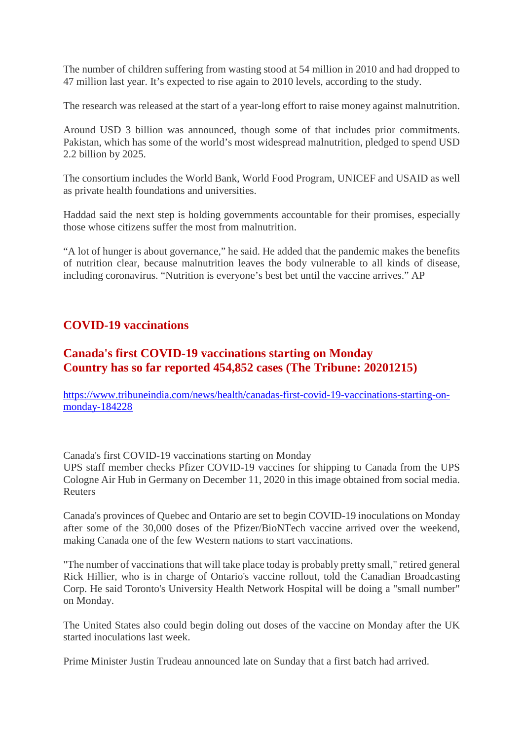The number of children suffering from wasting stood at 54 million in 2010 and had dropped to 47 million last year. It's expected to rise again to 2010 levels, according to the study.

The research was released at the start of a year-long effort to raise money against malnutrition.

Around USD 3 billion was announced, though some of that includes prior commitments. Pakistan, which has some of the world's most widespread malnutrition, pledged to spend USD 2.2 billion by 2025.

The consortium includes the World Bank, World Food Program, UNICEF and USAID as well as private health foundations and universities.

Haddad said the next step is holding governments accountable for their promises, especially those whose citizens suffer the most from malnutrition.

"A lot of hunger is about governance," he said. He added that the pandemic makes the benefits of nutrition clear, because malnutrition leaves the body vulnerable to all kinds of disease, including coronavirus. "Nutrition is everyone's best bet until the vaccine arrives." AP

## COVID-19 vaccinations

### Canada's first COVID-19 vaccinations starting on Monday
### Country has so far reported 454,852 cases (The Tribune: 20201215)

https://www.tribuneindia.com/news/health/canadas-first-covid-19-vaccinations-starting-on-monday-184228

Canada's first COVID-19 vaccinations starting on Monday
UPS staff member checks Pfizer COVID-19 vaccines for shipping to Canada from the UPS Cologne Air Hub in Germany on December 11, 2020 in this image obtained from social media. Reuters

Canada's provinces of Quebec and Ontario are set to begin COVID-19 inoculations on Monday after some of the 30,000 doses of the Pfizer/BioNTech vaccine arrived over the weekend, making Canada one of the few Western nations to start vaccinations.

"The number of vaccinations that will take place today is probably pretty small," retired general Rick Hillier, who is in charge of Ontario's vaccine rollout, told the Canadian Broadcasting Corp. He said Toronto's University Health Network Hospital will be doing a "small number" on Monday.

The United States also could begin doling out doses of the vaccine on Monday after the UK started inoculations last week.

Prime Minister Justin Trudeau announced late on Sunday that a first batch had arrived.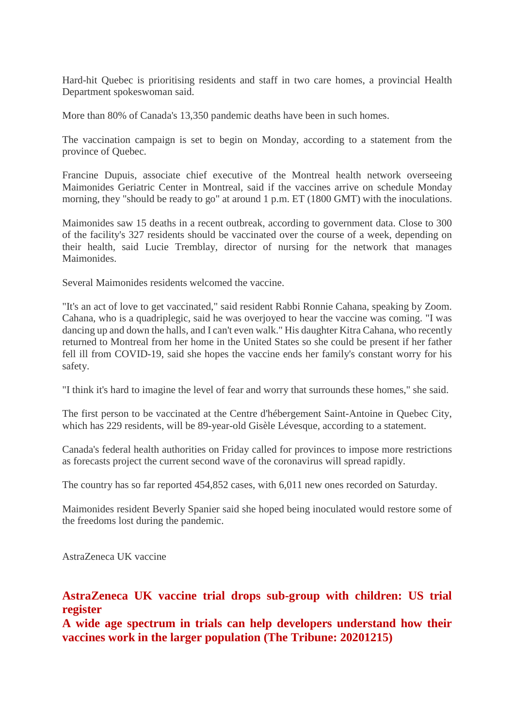Hard-hit Quebec is prioritising residents and staff in two care homes, a provincial Health Department spokeswoman said.

More than 80% of Canada's 13,350 pandemic deaths have been in such homes.

The vaccination campaign is set to begin on Monday, according to a statement from the province of Quebec.

Francine Dupuis, associate chief executive of the Montreal health network overseeing Maimonides Geriatric Center in Montreal, said if the vaccines arrive on schedule Monday morning, they "should be ready to go" at around 1 p.m. ET (1800 GMT) with the inoculations.

Maimonides saw 15 deaths in a recent outbreak, according to government data. Close to 300 of the facility's 327 residents should be vaccinated over the course of a week, depending on their health, said Lucie Tremblay, director of nursing for the network that manages Maimonides.

Several Maimonides residents welcomed the vaccine.

"It's an act of love to get vaccinated," said resident Rabbi Ronnie Cahana, speaking by Zoom. Cahana, who is a quadriplegic, said he was overjoyed to hear the vaccine was coming. "I was dancing up and down the halls, and I can't even walk." His daughter Kitra Cahana, who recently returned to Montreal from her home in the United States so she could be present if her father fell ill from COVID-19, said she hopes the vaccine ends her family's constant worry for his safety.

"I think it's hard to imagine the level of fear and worry that surrounds these homes," she said.

The first person to be vaccinated at the Centre d'hébergement Saint-Antoine in Quebec City, which has 229 residents, will be 89-year-old Gisèle Lévesque, according to a statement.

Canada's federal health authorities on Friday called for provinces to impose more restrictions as forecasts project the current second wave of the coronavirus will spread rapidly.

The country has so far reported 454,852 cases, with 6,011 new ones recorded on Saturday.

Maimonides resident Beverly Spanier said she hoped being inoculated would restore some of the freedoms lost during the pandemic.

AstraZeneca UK vaccine

## AstraZeneca UK vaccine trial drops sub-group with children: US trial register

## A wide age spectrum in trials can help developers understand how their vaccines work in the larger population (The Tribune: 20201215)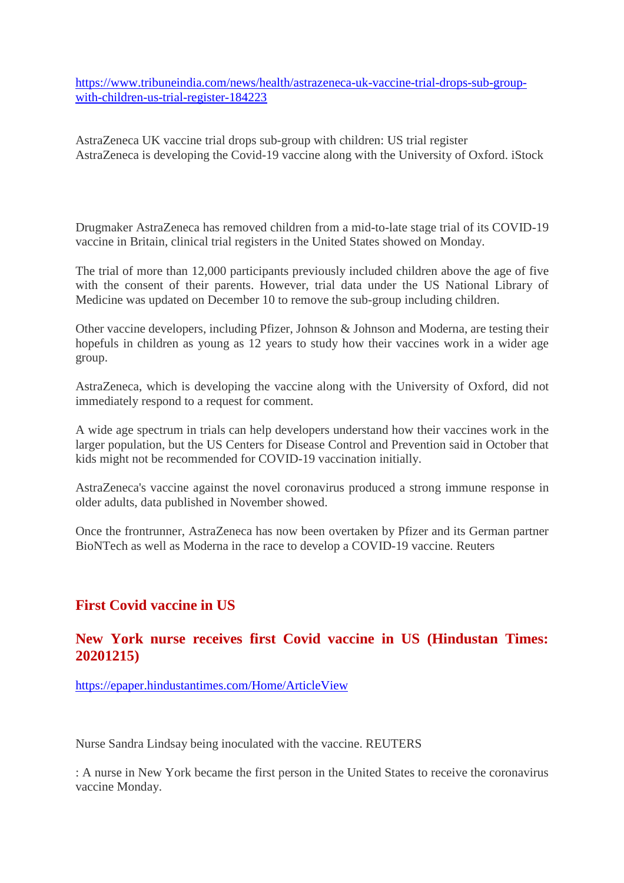https://www.tribuneindia.com/news/health/astrazeneca-uk-vaccine-trial-drops-sub-group-with-children-us-trial-register-184223

AstraZeneca UK vaccine trial drops sub-group with children: US trial register
AstraZeneca is developing the Covid-19 vaccine along with the University of Oxford. iStock

Drugmaker AstraZeneca has removed children from a mid-to-late stage trial of its COVID-19 vaccine in Britain, clinical trial registers in the United States showed on Monday.

The trial of more than 12,000 participants previously included children above the age of five with the consent of their parents. However, trial data under the US National Library of Medicine was updated on December 10 to remove the sub-group including children.

Other vaccine developers, including Pfizer, Johnson & Johnson and Moderna, are testing their hopefuls in children as young as 12 years to study how their vaccines work in a wider age group.

AstraZeneca, which is developing the vaccine along with the University of Oxford, did not immediately respond to a request for comment.

A wide age spectrum in trials can help developers understand how their vaccines work in the larger population, but the US Centers for Disease Control and Prevention said in October that kids might not be recommended for COVID-19 vaccination initially.

AstraZeneca's vaccine against the novel coronavirus produced a strong immune response in older adults, data published in November showed.

Once the frontrunner, AstraZeneca has now been overtaken by Pfizer and its German partner BioNTech as well as Moderna in the race to develop a COVID-19 vaccine. Reuters

## First Covid vaccine in US

## New York nurse receives first Covid vaccine in US (Hindustan Times: 20201215)

https://epaper.hindustantimes.com/Home/ArticleView

Nurse Sandra Lindsay being inoculated with the vaccine. REUTERS

: A nurse in New York became the first person in the United States to receive the coronavirus vaccine Monday.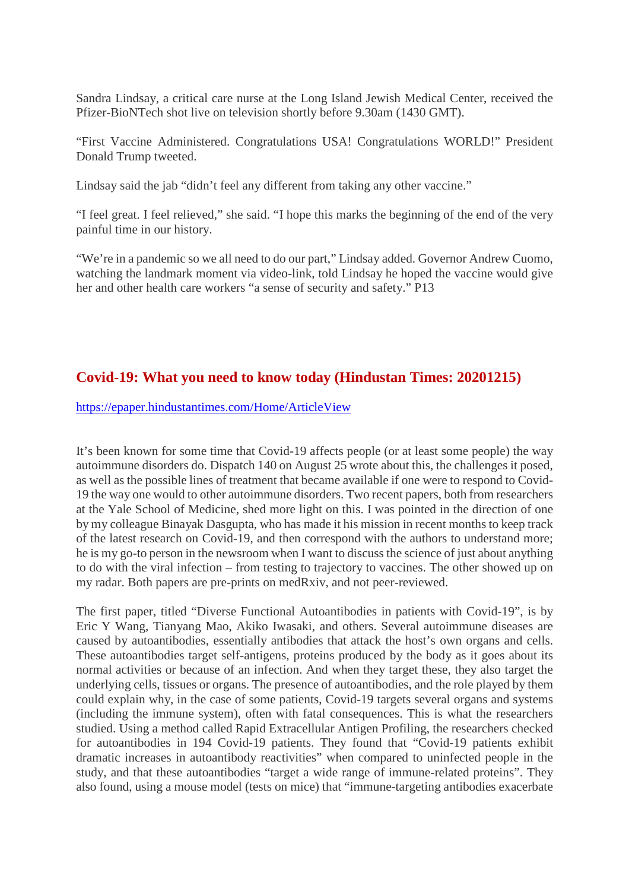Sandra Lindsay, a critical care nurse at the Long Island Jewish Medical Center, received the Pfizer-BioNTech shot live on television shortly before 9.30am (1430 GMT).

“First Vaccine Administered. Congratulations USA! Congratulations WORLD!” President Donald Trump tweeted.

Lindsay said the jab “didn’t feel any different from taking any other vaccine.”

“I feel great. I feel relieved,” she said. “I hope this marks the beginning of the end of the very painful time in our history.

“We’re in a pandemic so we all need to do our part,” Lindsay added. Governor Andrew Cuomo, watching the landmark moment via video-link, told Lindsay he hoped the vaccine would give her and other health care workers “a sense of security and safety.” P13

## Covid-19: What you need to know today (Hindustan Times: 20201215)

https://epaper.hindustantimes.com/Home/ArticleView

It’s been known for some time that Covid-19 affects people (or at least some people) the way autoimmune disorders do. Dispatch 140 on August 25 wrote about this, the challenges it posed, as well as the possible lines of treatment that became available if one were to respond to Covid-19 the way one would to other autoimmune disorders. Two recent papers, both from researchers at the Yale School of Medicine, shed more light on this. I was pointed in the direction of one by my colleague Binayak Dasgupta, who has made it his mission in recent months to keep track of the latest research on Covid-19, and then correspond with the authors to understand more; he is my go-to person in the newsroom when I want to discuss the science of just about anything to do with the viral infection – from testing to trajectory to vaccines. The other showed up on my radar. Both papers are pre-prints on medRxiv, and not peer-reviewed.

The first paper, titled “Diverse Functional Autoantibodies in patients with Covid-19”, is by Eric Y Wang, Tianyang Mao, Akiko Iwasaki, and others. Several autoimmune diseases are caused by autoantibodies, essentially antibodies that attack the host’s own organs and cells. These autoantibodies target self-antigens, proteins produced by the body as it goes about its normal activities or because of an infection. And when they target these, they also target the underlying cells, tissues or organs. The presence of autoantibodies, and the role played by them could explain why, in the case of some patients, Covid-19 targets several organs and systems (including the immune system), often with fatal consequences. This is what the researchers studied. Using a method called Rapid Extracellular Antigen Profiling, the researchers checked for autoantibodies in 194 Covid-19 patients. They found that “Covid-19 patients exhibit dramatic increases in autoantibody reactivities” when compared to uninfected people in the study, and that these autoantibodies “target a wide range of immune-related proteins”. They also found, using a mouse model (tests on mice) that “immune-targeting antibodies exacerbate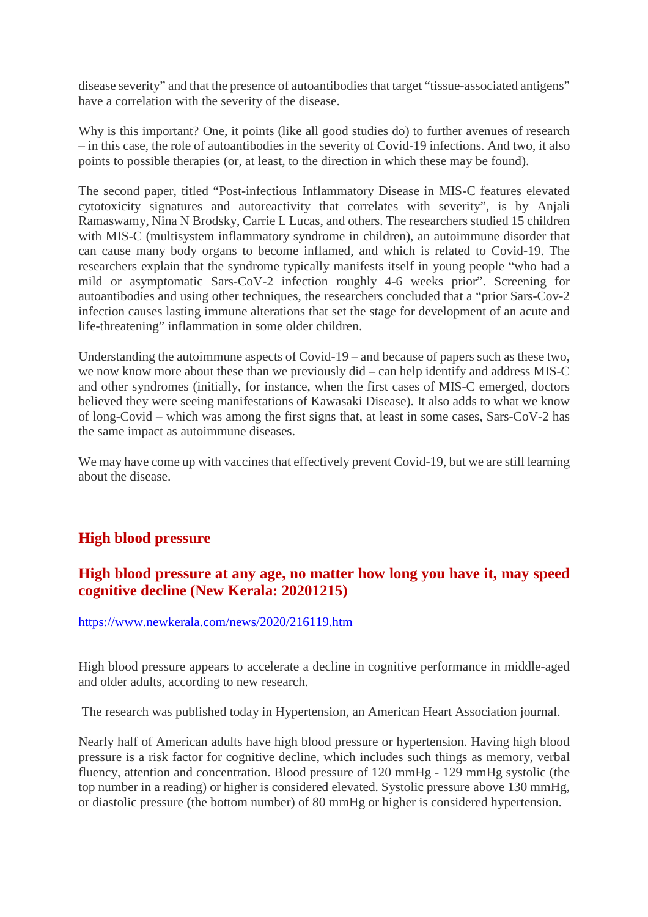disease severity" and that the presence of autoantibodies that target "tissue-associated antigens" have a correlation with the severity of the disease.

Why is this important? One, it points (like all good studies do) to further avenues of research – in this case, the role of autoantibodies in the severity of Covid-19 infections. And two, it also points to possible therapies (or, at least, to the direction in which these may be found).

The second paper, titled "Post-infectious Inflammatory Disease in MIS-C features elevated cytotoxicity signatures and autoreactivity that correlates with severity", is by Anjali Ramaswamy, Nina N Brodsky, Carrie L Lucas, and others. The researchers studied 15 children with MIS-C (multisystem inflammatory syndrome in children), an autoimmune disorder that can cause many body organs to become inflamed, and which is related to Covid-19. The researchers explain that the syndrome typically manifests itself in young people "who had a mild or asymptomatic Sars-CoV-2 infection roughly 4-6 weeks prior". Screening for autoantibodies and using other techniques, the researchers concluded that a "prior Sars-Cov-2 infection causes lasting immune alterations that set the stage for development of an acute and life-threatening" inflammation in some older children.

Understanding the autoimmune aspects of Covid-19 – and because of papers such as these two, we now know more about these than we previously did – can help identify and address MIS-C and other syndromes (initially, for instance, when the first cases of MIS-C emerged, doctors believed they were seeing manifestations of Kawasaki Disease). It also adds to what we know of long-Covid – which was among the first signs that, at least in some cases, Sars-CoV-2 has the same impact as autoimmune diseases.

We may have come up with vaccines that effectively prevent Covid-19, but we are still learning about the disease.

## High blood pressure

### High blood pressure at any age, no matter how long you have it, may speed cognitive decline (New Kerala: 20201215)

https://www.newkerala.com/news/2020/216119.htm

High blood pressure appears to accelerate a decline in cognitive performance in middle-aged and older adults, according to new research.

The research was published today in Hypertension, an American Heart Association journal.

Nearly half of American adults have high blood pressure or hypertension. Having high blood pressure is a risk factor for cognitive decline, which includes such things as memory, verbal fluency, attention and concentration. Blood pressure of 120 mmHg - 129 mmHg systolic (the top number in a reading) or higher is considered elevated. Systolic pressure above 130 mmHg, or diastolic pressure (the bottom number) of 80 mmHg or higher is considered hypertension.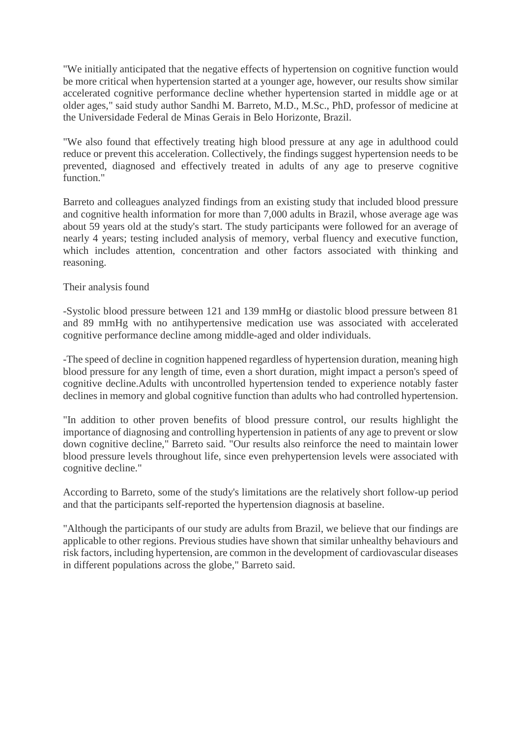"We initially anticipated that the negative effects of hypertension on cognitive function would be more critical when hypertension started at a younger age, however, our results show similar accelerated cognitive performance decline whether hypertension started in middle age or at older ages," said study author Sandhi M. Barreto, M.D., M.Sc., PhD, professor of medicine at the Universidade Federal de Minas Gerais in Belo Horizonte, Brazil.

"We also found that effectively treating high blood pressure at any age in adulthood could reduce or prevent this acceleration. Collectively, the findings suggest hypertension needs to be prevented, diagnosed and effectively treated in adults of any age to preserve cognitive function."

Barreto and colleagues analyzed findings from an existing study that included blood pressure and cognitive health information for more than 7,000 adults in Brazil, whose average age was about 59 years old at the study's start. The study participants were followed for an average of nearly 4 years; testing included analysis of memory, verbal fluency and executive function, which includes attention, concentration and other factors associated with thinking and reasoning.

Their analysis found

-Systolic blood pressure between 121 and 139 mmHg or diastolic blood pressure between 81 and 89 mmHg with no antihypertensive medication use was associated with accelerated cognitive performance decline among middle-aged and older individuals.

-The speed of decline in cognition happened regardless of hypertension duration, meaning high blood pressure for any length of time, even a short duration, might impact a person's speed of cognitive decline.Adults with uncontrolled hypertension tended to experience notably faster declines in memory and global cognitive function than adults who had controlled hypertension.

"In addition to other proven benefits of blood pressure control, our results highlight the importance of diagnosing and controlling hypertension in patients of any age to prevent or slow down cognitive decline," Barreto said. "Our results also reinforce the need to maintain lower blood pressure levels throughout life, since even prehypertension levels were associated with cognitive decline."

According to Barreto, some of the study's limitations are the relatively short follow-up period and that the participants self-reported the hypertension diagnosis at baseline.

"Although the participants of our study are adults from Brazil, we believe that our findings are applicable to other regions. Previous studies have shown that similar unhealthy behaviours and risk factors, including hypertension, are common in the development of cardiovascular diseases in different populations across the globe," Barreto said.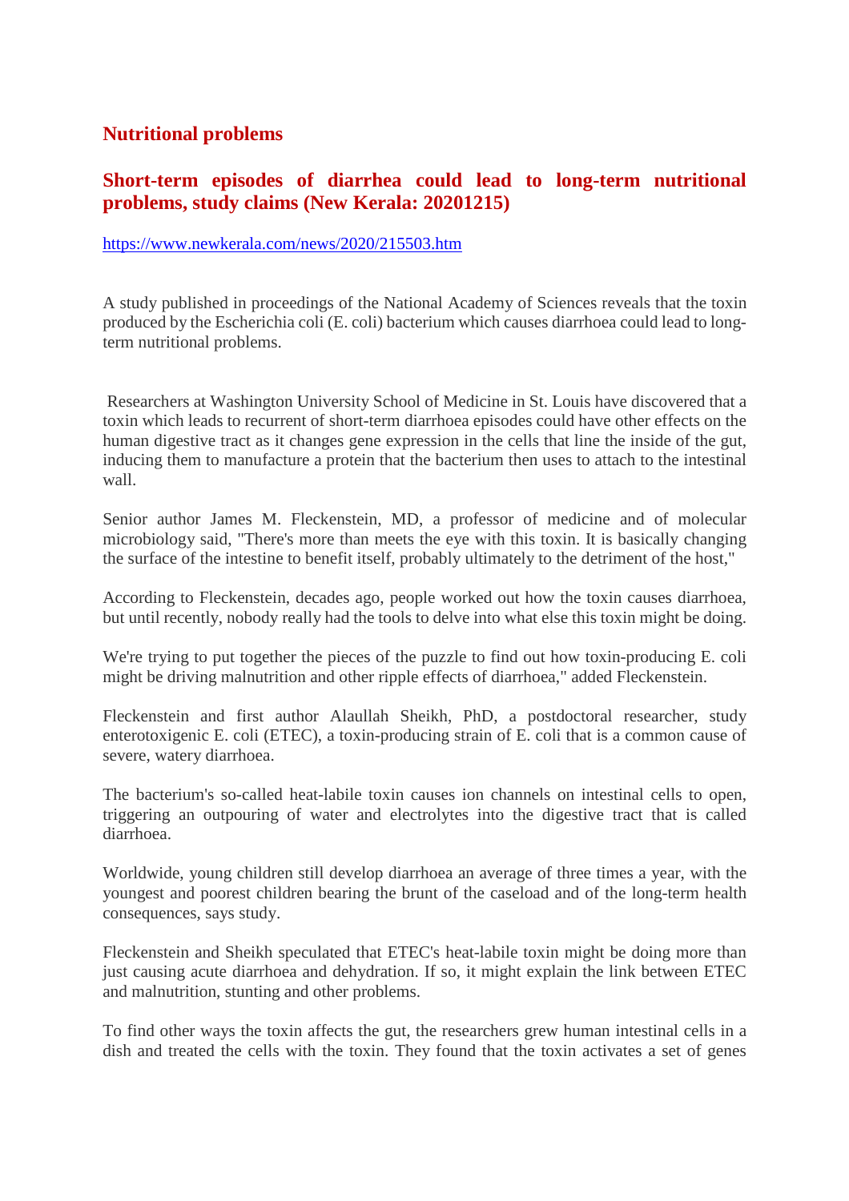## Nutritional problems

### Short-term episodes of diarrhea could lead to long-term nutritional problems, study claims (New Kerala: 20201215)

https://www.newkerala.com/news/2020/215503.htm

A study published in proceedings of the National Academy of Sciences reveals that the toxin produced by the Escherichia coli (E. coli) bacterium which causes diarrhoea could lead to long-term nutritional problems.

Researchers at Washington University School of Medicine in St. Louis have discovered that a toxin which leads to recurrent of short-term diarrhoea episodes could have other effects on the human digestive tract as it changes gene expression in the cells that line the inside of the gut, inducing them to manufacture a protein that the bacterium then uses to attach to the intestinal wall.

Senior author James M. Fleckenstein, MD, a professor of medicine and of molecular microbiology said, "There's more than meets the eye with this toxin. It is basically changing the surface of the intestine to benefit itself, probably ultimately to the detriment of the host,"

According to Fleckenstein, decades ago, people worked out how the toxin causes diarrhoea, but until recently, nobody really had the tools to delve into what else this toxin might be doing.

We're trying to put together the pieces of the puzzle to find out how toxin-producing E. coli might be driving malnutrition and other ripple effects of diarrhoea," added Fleckenstein.

Fleckenstein and first author Alaullah Sheikh, PhD, a postdoctoral researcher, study enterotoxigenic E. coli (ETEC), a toxin-producing strain of E. coli that is a common cause of severe, watery diarrhoea.

The bacterium's so-called heat-labile toxin causes ion channels on intestinal cells to open, triggering an outpouring of water and electrolytes into the digestive tract that is called diarrhoea.

Worldwide, young children still develop diarrhoea an average of three times a year, with the youngest and poorest children bearing the brunt of the caseload and of the long-term health consequences, says study.

Fleckenstein and Sheikh speculated that ETEC's heat-labile toxin might be doing more than just causing acute diarrhoea and dehydration. If so, it might explain the link between ETEC and malnutrition, stunting and other problems.

To find other ways the toxin affects the gut, the researchers grew human intestinal cells in a dish and treated the cells with the toxin. They found that the toxin activates a set of genes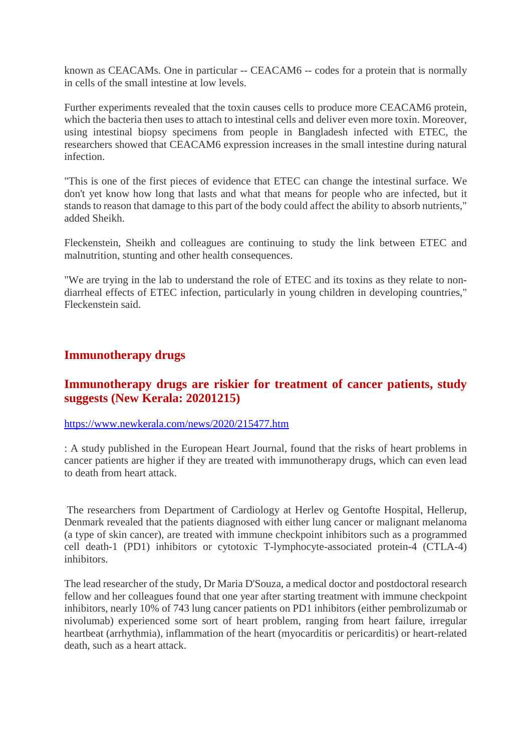known as CEACAMs. One in particular -- CEACAM6 -- codes for a protein that is normally in cells of the small intestine at low levels.

Further experiments revealed that the toxin causes cells to produce more CEACAM6 protein, which the bacteria then uses to attach to intestinal cells and deliver even more toxin. Moreover, using intestinal biopsy specimens from people in Bangladesh infected with ETEC, the researchers showed that CEACAM6 expression increases in the small intestine during natural infection.

"This is one of the first pieces of evidence that ETEC can change the intestinal surface. We don't yet know how long that lasts and what that means for people who are infected, but it stands to reason that damage to this part of the body could affect the ability to absorb nutrients," added Sheikh.

Fleckenstein, Sheikh and colleagues are continuing to study the link between ETEC and malnutrition, stunting and other health consequences.

"We are trying in the lab to understand the role of ETEC and its toxins as they relate to non-diarrheal effects of ETEC infection, particularly in young children in developing countries," Fleckenstein said.

## Immunotherapy drugs

## Immunotherapy drugs are riskier for treatment of cancer patients, study suggests (New Kerala: 20201215)

https://www.newkerala.com/news/2020/215477.htm

: A study published in the European Heart Journal, found that the risks of heart problems in cancer patients are higher if they are treated with immunotherapy drugs, which can even lead to death from heart attack.

The researchers from Department of Cardiology at Herlev og Gentofte Hospital, Hellerup, Denmark revealed that the patients diagnosed with either lung cancer or malignant melanoma (a type of skin cancer), are treated with immune checkpoint inhibitors such as a programmed cell death-1 (PD1) inhibitors or cytotoxic T-lymphocyte-associated protein-4 (CTLA-4) inhibitors.

The lead researcher of the study, Dr Maria D'Souza, a medical doctor and postdoctoral research fellow and her colleagues found that one year after starting treatment with immune checkpoint inhibitors, nearly 10% of 743 lung cancer patients on PD1 inhibitors (either pembrolizumab or nivolumab) experienced some sort of heart problem, ranging from heart failure, irregular heartbeat (arrhythmia), inflammation of the heart (myocarditis or pericarditis) or heart-related death, such as a heart attack.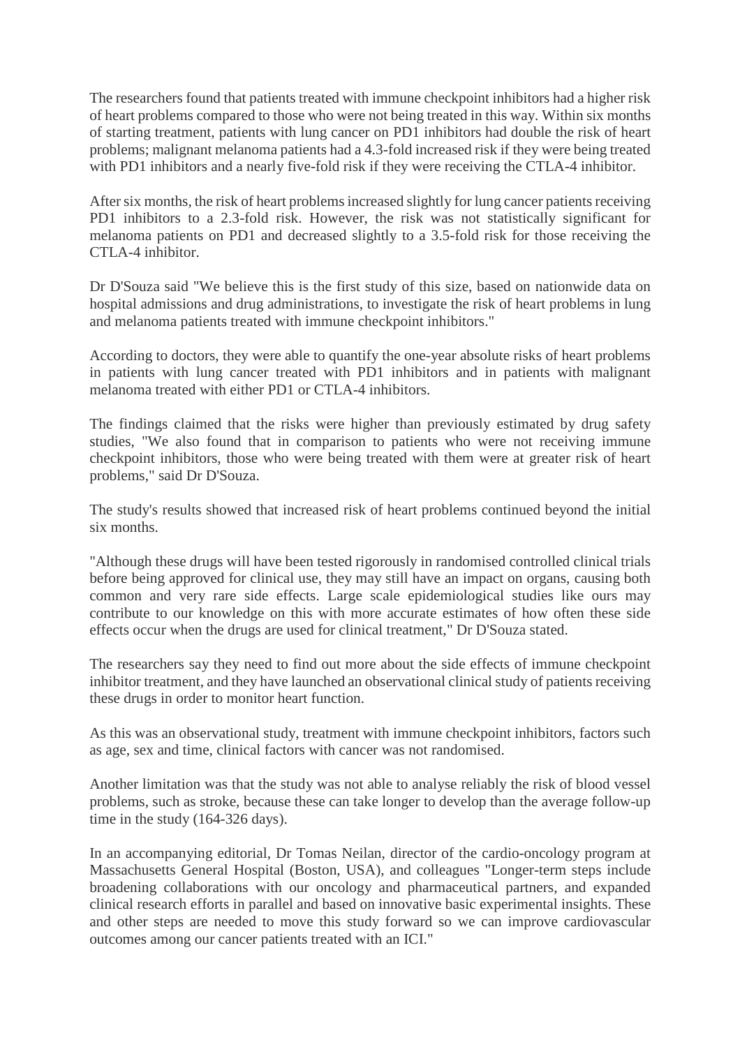The researchers found that patients treated with immune checkpoint inhibitors had a higher risk of heart problems compared to those who were not being treated in this way. Within six months of starting treatment, patients with lung cancer on PD1 inhibitors had double the risk of heart problems; malignant melanoma patients had a 4.3-fold increased risk if they were being treated with PD1 inhibitors and a nearly five-fold risk if they were receiving the CTLA-4 inhibitor.

After six months, the risk of heart problems increased slightly for lung cancer patients receiving PD1 inhibitors to a 2.3-fold risk. However, the risk was not statistically significant for melanoma patients on PD1 and decreased slightly to a 3.5-fold risk for those receiving the CTLA-4 inhibitor.

Dr D'Souza said "We believe this is the first study of this size, based on nationwide data on hospital admissions and drug administrations, to investigate the risk of heart problems in lung and melanoma patients treated with immune checkpoint inhibitors."

According to doctors, they were able to quantify the one-year absolute risks of heart problems in patients with lung cancer treated with PD1 inhibitors and in patients with malignant melanoma treated with either PD1 or CTLA-4 inhibitors.

The findings claimed that the risks were higher than previously estimated by drug safety studies, "We also found that in comparison to patients who were not receiving immune checkpoint inhibitors, those who were being treated with them were at greater risk of heart problems," said Dr D'Souza.

The study's results showed that increased risk of heart problems continued beyond the initial six months.

"Although these drugs will have been tested rigorously in randomised controlled clinical trials before being approved for clinical use, they may still have an impact on organs, causing both common and very rare side effects. Large scale epidemiological studies like ours may contribute to our knowledge on this with more accurate estimates of how often these side effects occur when the drugs are used for clinical treatment," Dr D'Souza stated.

The researchers say they need to find out more about the side effects of immune checkpoint inhibitor treatment, and they have launched an observational clinical study of patients receiving these drugs in order to monitor heart function.

As this was an observational study, treatment with immune checkpoint inhibitors, factors such as age, sex and time, clinical factors with cancer was not randomised.

Another limitation was that the study was not able to analyse reliably the risk of blood vessel problems, such as stroke, because these can take longer to develop than the average follow-up time in the study (164-326 days).

In an accompanying editorial, Dr Tomas Neilan, director of the cardio-oncology program at Massachusetts General Hospital (Boston, USA), and colleagues "Longer-term steps include broadening collaborations with our oncology and pharmaceutical partners, and expanded clinical research efforts in parallel and based on innovative basic experimental insights. These and other steps are needed to move this study forward so we can improve cardiovascular outcomes among our cancer patients treated with an ICI."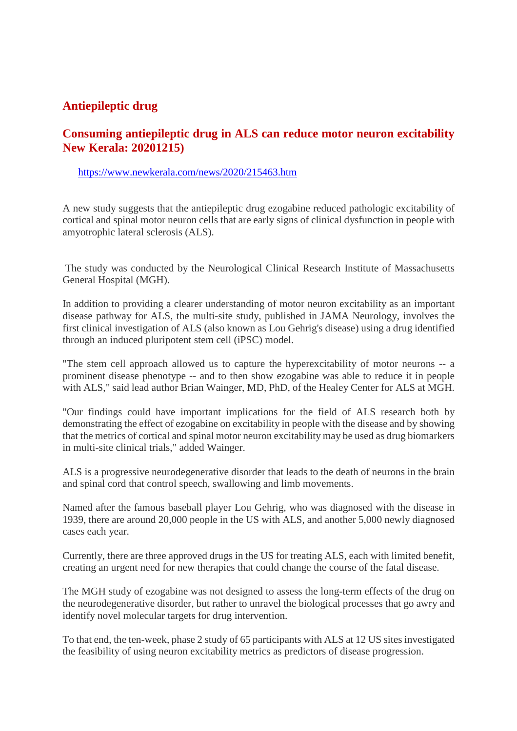## Antiepileptic drug

### Consuming antiepileptic drug in ALS can reduce motor neuron excitability New Kerala: 20201215)

https://www.newkerala.com/news/2020/215463.htm

A new study suggests that the antiepileptic drug ezogabine reduced pathologic excitability of cortical and spinal motor neuron cells that are early signs of clinical dysfunction in people with amyotrophic lateral sclerosis (ALS).

The study was conducted by the Neurological Clinical Research Institute of Massachusetts General Hospital (MGH).

In addition to providing a clearer understanding of motor neuron excitability as an important disease pathway for ALS, the multi-site study, published in JAMA Neurology, involves the first clinical investigation of ALS (also known as Lou Gehrig's disease) using a drug identified through an induced pluripotent stem cell (iPSC) model.

"The stem cell approach allowed us to capture the hyperexcitability of motor neurons -- a prominent disease phenotype -- and to then show ezogabine was able to reduce it in people with ALS," said lead author Brian Wainger, MD, PhD, of the Healey Center for ALS at MGH.

"Our findings could have important implications for the field of ALS research both by demonstrating the effect of ezogabine on excitability in people with the disease and by showing that the metrics of cortical and spinal motor neuron excitability may be used as drug biomarkers in multi-site clinical trials," added Wainger.

ALS is a progressive neurodegenerative disorder that leads to the death of neurons in the brain and spinal cord that control speech, swallowing and limb movements.

Named after the famous baseball player Lou Gehrig, who was diagnosed with the disease in 1939, there are around 20,000 people in the US with ALS, and another 5,000 newly diagnosed cases each year.

Currently, there are three approved drugs in the US for treating ALS, each with limited benefit, creating an urgent need for new therapies that could change the course of the fatal disease.

The MGH study of ezogabine was not designed to assess the long-term effects of the drug on the neurodegenerative disorder, but rather to unravel the biological processes that go awry and identify novel molecular targets for drug intervention.

To that end, the ten-week, phase 2 study of 65 participants with ALS at 12 US sites investigated the feasibility of using neuron excitability metrics as predictors of disease progression.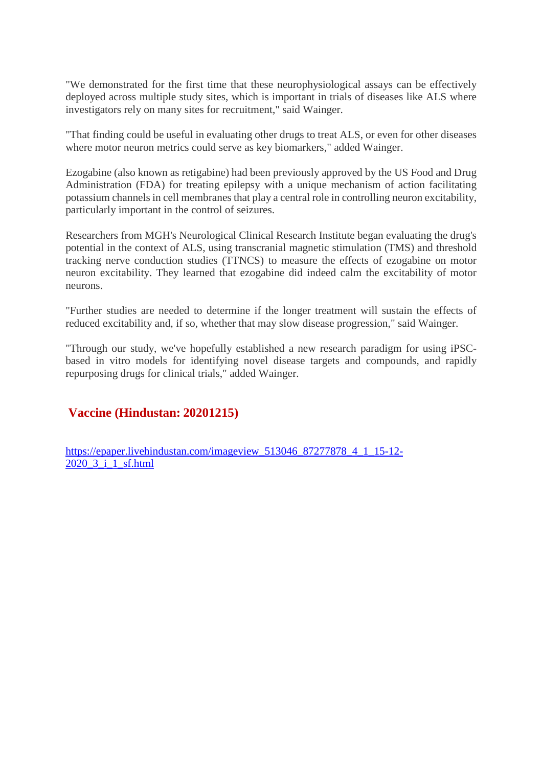"We demonstrated for the first time that these neurophysiological assays can be effectively deployed across multiple study sites, which is important in trials of diseases like ALS where investigators rely on many sites for recruitment," said Wainger.

"That finding could be useful in evaluating other drugs to treat ALS, or even for other diseases where motor neuron metrics could serve as key biomarkers," added Wainger.

Ezogabine (also known as retigabine) had been previously approved by the US Food and Drug Administration (FDA) for treating epilepsy with a unique mechanism of action facilitating potassium channels in cell membranes that play a central role in controlling neuron excitability, particularly important in the control of seizures.

Researchers from MGH's Neurological Clinical Research Institute began evaluating the drug's potential in the context of ALS, using transcranial magnetic stimulation (TMS) and threshold tracking nerve conduction studies (TTNCS) to measure the effects of ezogabine on motor neuron excitability. They learned that ezogabine did indeed calm the excitability of motor neurons.

"Further studies are needed to determine if the longer treatment will sustain the effects of reduced excitability and, if so, whether that may slow disease progression," said Wainger.

"Through our study, we've hopefully established a new research paradigm for using iPSC-based in vitro models for identifying novel disease targets and compounds, and rapidly repurposing drugs for clinical trials," added Wainger.

## Vaccine (Hindustan: 20201215)

https://epaper.livehindustan.com/imageview_513046_87277878_4_1_15-12-2020_3_i_1_sf.html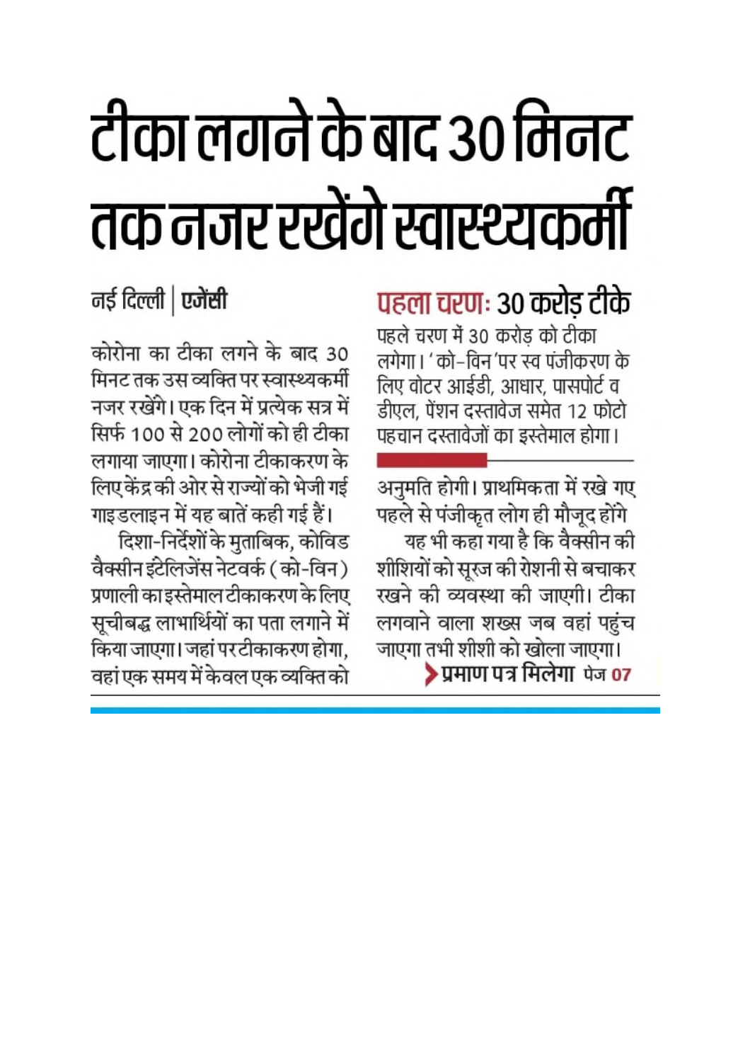# टीका लगने के बाद 30 मिनट तक नजर रखेंगे स्वास्थ्यकर्मी

**नई दिल्ली | एजेंसी**

कोरोना का टीका लगने के बाद 30 मिनट तक उस व्यक्ति पर स्वास्थ्यकर्मी नजर रखेंगे। एक दिन में प्रत्येक सत्र में सिर्फ 100 से 200 लोगों को ही टीका लगाया जाएगा। कोरोना टीकाकरण के लिए केंद्र की ओर से राज्यों को भेजी गई गाइडलाइन में यह बातें कही गई हैं।

दिशा-निर्देशों के मुताबिक, कोविड वैक्सीन इंटेलिजेंस नेटवर्क (को-विन) प्रणाली का इस्तेमाल टीकाकरण के लिए सूचीबद्ध लाभार्थियों का पता लगाने में किया जाएगा। जहां पर टीकाकरण होगा, वहां एक समय में केवल एक व्यक्ति को अनुमति होगी। प्राथमिकता में रखे गए पहले से पंजीकृत लोग ही मौजूद होंगे

यह भी कहा गया है कि वैक्सीन की शीशियों को सूरज की रोशनी से बचाकर रखने की व्यवस्था की जाएगी। टीका लगवाने वाला शख्स जब वहां पहुंच जाएगा तभी शीशी को खोला जाएगा।

**प्रमाण पत्र मिलेगा** पेज 07

## पहला चरण: 30 करोड़ टीके

पहले चरण में 30 करोड़ को टीका लगेगा। 'को-विन' पर स्व पंजीकरण के लिए वोटर आईडी, आधार, पासपोर्ट व डीएल, पेंशन दस्तावेज समेत 12 फोटो पहचान दस्तावेजों का इस्तेमाल होगा।